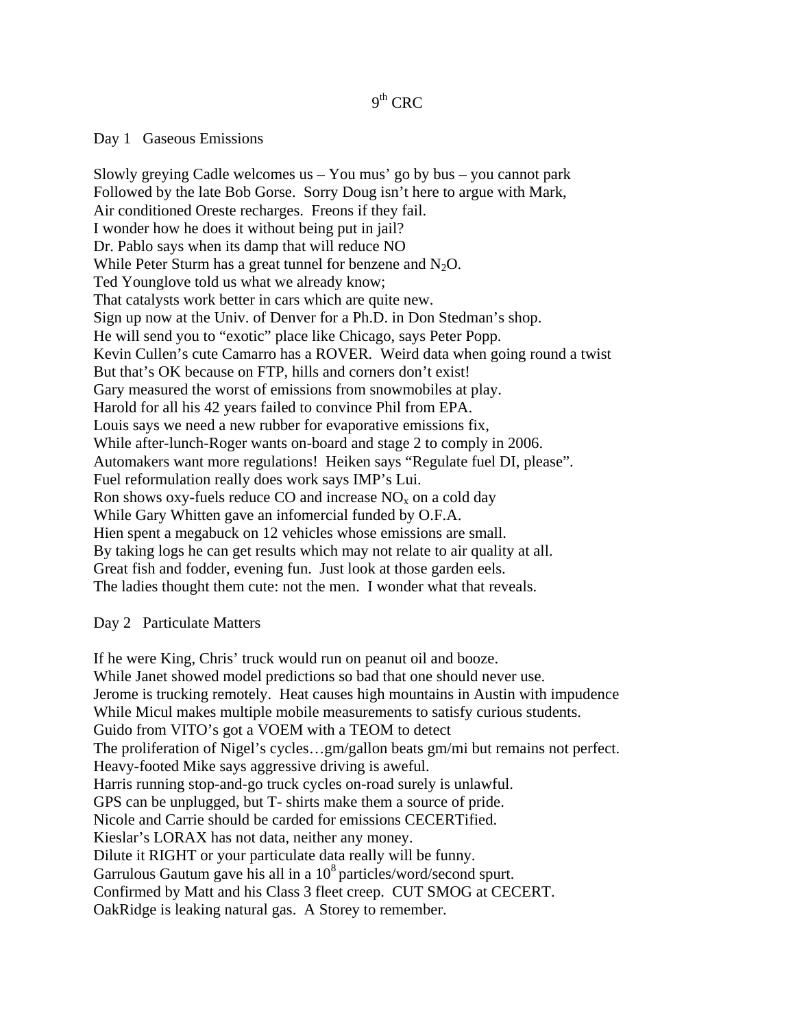# $9^{th}$ CRC

## Day 1 Gaseous Emissions

Slowly greying Cadle welcomes us – You mus' go by bus – you cannot park
Followed by the late Bob Gorse. Sorry Doug isn't here to argue with Mark,
Air conditioned Oreste recharges. Freons if they fail.
I wonder how he does it without being put in jail?
Dr. Pablo says when its damp that will reduce NO
While Peter Sturm has a great tunnel for benzene and $N_2O$.
Ted Younglove told us what we already know;
That catalysts work better in cars which are quite new.
Sign up now at the Univ. of Denver for a Ph.D. in Don Stedman's shop.
He will send you to "exotic" place like Chicago, says Peter Popp.
Kevin Cullen's cute Camarro has a ROVER. Weird data when going round a twist
But that's OK because on FTP, hills and corners don't exist!
Gary measured the worst of emissions from snowmobiles at play.
Harold for all his 42 years failed to convince Phil from EPA.
Louis says we need a new rubber for evaporative emissions fix,
While after-lunch-Roger wants on-board and stage 2 to comply in 2006.
Automakers want more regulations! Heiken says "Regulate fuel DI, please".
Fuel reformulation really does work says IMP's Lui.
Ron shows oxy-fuels reduce CO and increase $NO_x$ on a cold day
While Gary Whitten gave an infomercial funded by O.F.A.
Hien spent a megabuck on 12 vehicles whose emissions are small.
By taking logs he can get results which may not relate to air quality at all.
Great fish and fodder, evening fun. Just look at those garden eels.
The ladies thought them cute: not the men. I wonder what that reveals.

## Day 2 Particulate Matters

If he were King, Chris' truck would run on peanut oil and booze.
While Janet showed model predictions so bad that one should never use.
Jerome is trucking remotely. Heat causes high mountains in Austin with impudence
While Micul makes multiple mobile measurements to satisfy curious students.
Guido from VITO's got a VOEM with a TEOM to detect
The proliferation of Nigel's cycles…gm/gallon beats gm/mi but remains not perfect.
Heavy-footed Mike says aggressive driving is aweful.
Harris running stop-and-go truck cycles on-road surely is unlawful.
GPS can be unplugged, but T- shirts make them a source of pride.
Nicole and Carrie should be carded for emissions CECERTified.
Kieslar's LORAX has not data, neither any money.
Dilute it RIGHT or your particulate data really will be funny.
Garrulous Gautum gave his all in a $10^8$ particles/word/second spurt.
Confirmed by Matt and his Class 3 fleet creep. CUT SMOG at CECERT.
OakRidge is leaking natural gas. A Storey to remember.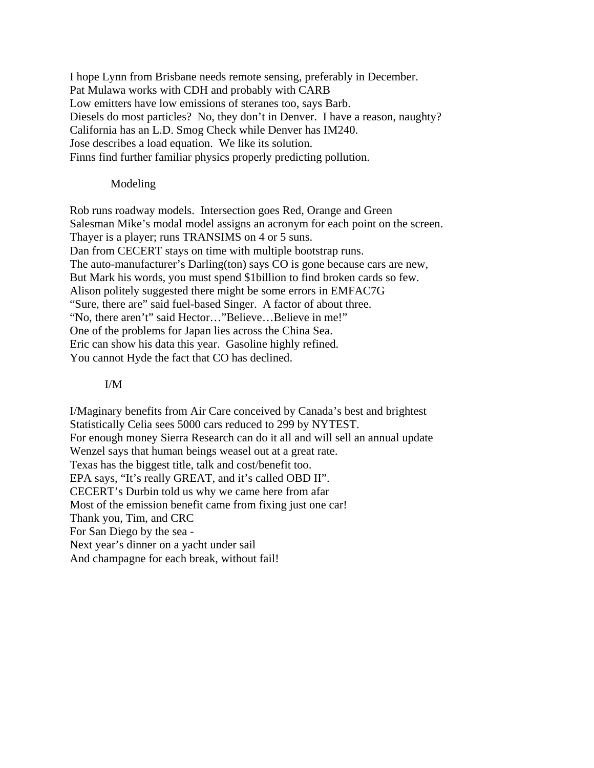I hope Lynn from Brisbane needs remote sensing, preferably in December.
Pat Mulawa works with CDH and probably with CARB
Low emitters have low emissions of steranes too, says Barb.
Diesels do most particles? No, they don't in Denver. I have a reason, naughty?
California has an L.D. Smog Check while Denver has IM240.
Jose describes a load equation. We like its solution.
Finns find further familiar physics properly predicting pollution.

## Modeling

Rob runs roadway models. Intersection goes Red, Orange and Green
Salesman Mike's modal model assigns an acronym for each point on the screen.
Thayer is a player; runs TRANSIMS on 4 or 5 suns.
Dan from CECERT stays on time with multiple bootstrap runs.
The auto-manufacturer's Darling(ton) says CO is gone because cars are new,
But Mark his words, you must spend $1billion to find broken cards so few.
Alison politely suggested there might be some errors in EMFAC7G
"Sure, there are" said fuel-based Singer. A factor of about three.
"No, there aren't" said Hector…"Believe…Believe in me!"
One of the problems for Japan lies across the China Sea.
Eric can show his data this year. Gasoline highly refined.
You cannot Hyde the fact that CO has declined.

## I/M

I/Maginary benefits from Air Care conceived by Canada's best and brightest
Statistically Celia sees 5000 cars reduced to 299 by NYTEST.
For enough money Sierra Research can do it all and will sell an annual update
Wenzel says that human beings weasel out at a great rate.
Texas has the biggest title, talk and cost/benefit too.
EPA says, "It's really GREAT, and it's called OBD II".
CECERT's Durbin told us why we came here from afar
Most of the emission benefit came from fixing just one car!
Thank you, Tim, and CRC
For San Diego by the sea -
Next year's dinner on a yacht under sail
And champagne for each break, without fail!